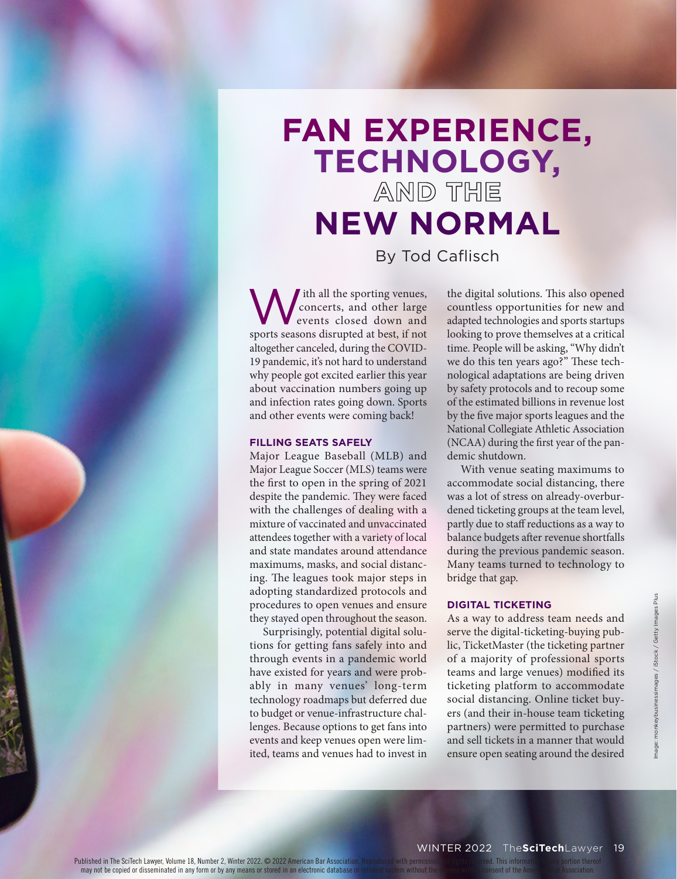# FAN EXPERIENCE, TECHNOLOGY, AND THE NEW NORMAL

By Tod Caflisch

With all the sporting venues, concerts, and other large events closed down and sports seasons disrupted at best, if not altogether canceled, during the COVID-19 pandemic, it's not hard to understand why people got excited earlier this year about vaccination numbers going up and infection rates going down. Sports and other events were coming back!

### FILLING SEATS SAFELY

Major League Baseball (MLB) and Major League Soccer (MLS) teams were the first to open in the spring of 2021 despite the pandemic. They were faced with the challenges of dealing with a mixture of vaccinated and unvaccinated attendees together with a variety of local and state mandates around attendance maximums, masks, and social distancing. The leagues took major steps in adopting standardized protocols and procedures to open venues and ensure they stayed open throughout the season.

Surprisingly, potential digital solutions for getting fans safely into and through events in a pandemic world have existed for years and were probably in many venues' long-term technology roadmaps but deferred due to budget or venue-infrastructure challenges. Because options to get fans into events and keep venues open were limited, teams and venues had to invest in the digital solutions. This also opened countless opportunities for new and adapted technologies and sports startups looking to prove themselves at a critical time. People will be asking, "Why didn't we do this ten years ago?" These technological adaptations are being driven by safety protocols and to recoup some of the estimated billions in revenue lost by the five major sports leagues and the National Collegiate Athletic Association (NCAA) during the first year of the pandemic shutdown.

With venue seating maximums to accommodate social distancing, there was a lot of stress on already-overburdened ticketing groups at the team level, partly due to staff reductions as a way to balance budgets after revenue shortfalls during the previous pandemic season. Many teams turned to technology to bridge that gap.

### DIGITAL TICKETING

As a way to address team needs and serve the digital-ticketing-buying public, TicketMaster (the ticketing partner of a majority of professional sports teams and large venues) modified its ticketing platform to accommodate social distancing. Online ticket buyers (and their in-house team ticketing partners) were permitted to purchase and sell tickets in a manner that would ensure open seating around the desired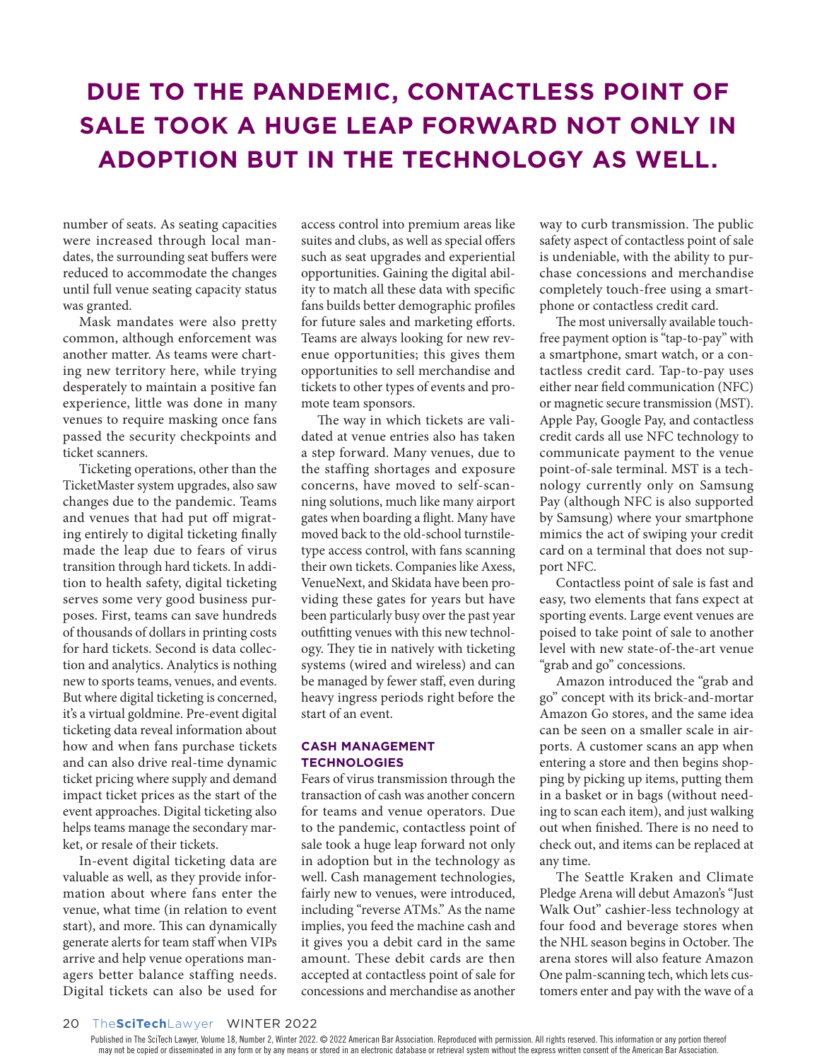**DUE TO THE PANDEMIC, CONTACTLESS POINT OF SALE TOOK A HUGE LEAP FORWARD NOT ONLY IN ADOPTION BUT IN THE TECHNOLOGY AS WELL.**

number of seats. As seating capacities were increased through local mandates, the surrounding seat buffers were reduced to accommodate the changes until full venue seating capacity status was granted.

Mask mandates were also pretty common, although enforcement was another matter. As teams were charting new territory here, while trying desperately to maintain a positive fan experience, little was done in many venues to require masking once fans passed the security checkpoints and ticket scanners.

Ticketing operations, other than the TicketMaster system upgrades, also saw changes due to the pandemic. Teams and venues that had put off migrating entirely to digital ticketing finally made the leap due to fears of virus transition through hard tickets. In addition to health safety, digital ticketing serves some very good business purposes. First, teams can save hundreds of thousands of dollars in printing costs for hard tickets. Second is data collection and analytics. Analytics is nothing new to sports teams, venues, and events. But where digital ticketing is concerned, it's a virtual goldmine. Pre-event digital ticketing data reveal information about how and when fans purchase tickets and can also drive real-time dynamic ticket pricing where supply and demand impact ticket prices as the start of the event approaches. Digital ticketing also helps teams manage the secondary market, or resale of their tickets.

In-event digital ticketing data are valuable as well, as they provide information about where fans enter the venue, what time (in relation to event start), and more. This can dynamically generate alerts for team staff when VIPs arrive and help venue operations managers better balance staffing needs. Digital tickets can also be used for access control into premium areas like suites and clubs, as well as special offers such as seat upgrades and experiential opportunities. Gaining the digital ability to match all these data with specific fans builds better demographic profiles for future sales and marketing efforts. Teams are always looking for new revenue opportunities; this gives them opportunities to sell merchandise and tickets to other types of events and promote team sponsors.

The way in which tickets are validated at venue entries also has taken a step forward. Many venues, due to the staffing shortages and exposure concerns, have moved to self-scanning solutions, much like many airport gates when boarding a flight. Many have moved back to the old-school turnstile-type access control, with fans scanning their own tickets. Companies like Axess, VenueNext, and Skidata have been providing these gates for years but have been particularly busy over the past year outfitting venues with this new technology. They tie in natively with ticketing systems (wired and wireless) and can be managed by fewer staff, even during heavy ingress periods right before the start of an event.

### CASH MANAGEMENT TECHNOLOGIES

Fears of virus transmission through the transaction of cash was another concern for teams and venue operators. Due to the pandemic, contactless point of sale took a huge leap forward not only in adoption but in the technology as well. Cash management technologies, fairly new to venues, were introduced, including "reverse ATMs." As the name implies, you feed the machine cash and it gives you a debit card in the same amount. These debit cards are then accepted at contactless point of sale for concessions and merchandise as another way to curb transmission. The public safety aspect of contactless point of sale is undeniable, with the ability to purchase concessions and merchandise completely touch-free using a smartphone or contactless credit card.

The most universally available touch-free payment option is "tap-to-pay" with a smartphone, smart watch, or a contactless credit card. Tap-to-pay uses either near field communication (NFC) or magnetic secure transmission (MST). Apple Pay, Google Pay, and contactless credit cards all use NFC technology to communicate payment to the venue point-of-sale terminal. MST is a technology currently only on Samsung Pay (although NFC is also supported by Samsung) where your smartphone mimics the act of swiping your credit card on a terminal that does not support NFC.

Contactless point of sale is fast and easy, two elements that fans expect at sporting events. Large event venues are poised to take point of sale to another level with new state-of-the-art venue "grab and go" concessions.

Amazon introduced the "grab and go" concept with its brick-and-mortar Amazon Go stores, and the same idea can be seen on a smaller scale in airports. A customer scans an app when entering a store and then begins shopping by picking up items, putting them in a basket or in bags (without needing to scan each item), and just walking out when finished. There is no need to check out, and items can be replaced at any time.

The Seattle Kraken and Climate Pledge Arena will debut Amazon's "Just Walk Out" cashier-less technology at four food and beverage stores when the NHL season begins in October. The arena stores will also feature Amazon One palm-scanning tech, which lets customers enter and pay with the wave of a

Published in The SciTech Lawyer, Volume 18, Number 2, Winter 2022. © 2022 American Bar Association. Reproduced with permission. All rights reserved. This information or any portion thereof may not be copied or disseminated in any form or by any means or stored in an electronic database or retrieval system without the express written consent of the American Bar Association.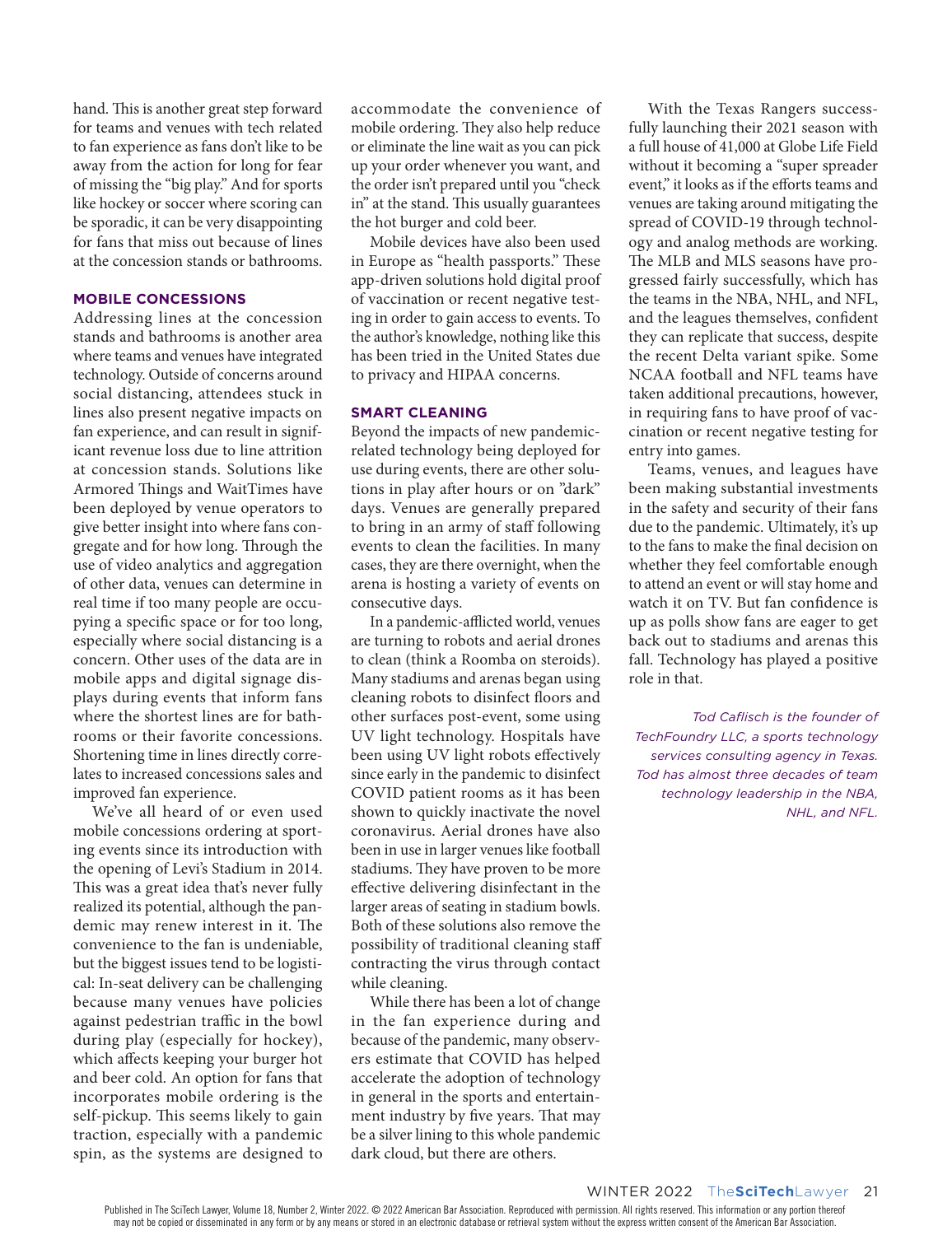hand. This is another great step forward for teams and venues with tech related to fan experience as fans don't like to be away from the action for long for fear of missing the "big play." And for sports like hockey or soccer where scoring can be sporadic, it can be very disappointing for fans that miss out because of lines at the concession stands or bathrooms.

### MOBILE CONCESSIONS

Addressing lines at the concession stands and bathrooms is another area where teams and venues have integrated technology. Outside of concerns around social distancing, attendees stuck in lines also present negative impacts on fan experience, and can result in significant revenue loss due to line attrition at concession stands. Solutions like Armored Things and WaitTimes have been deployed by venue operators to give better insight into where fans congregate and for how long. Through the use of video analytics and aggregation of other data, venues can determine in real time if too many people are occupying a specific space or for too long, especially where social distancing is a concern. Other uses of the data are in mobile apps and digital signage displays during events that inform fans where the shortest lines are for bathrooms or their favorite concessions. Shortening time in lines directly correlates to increased concessions sales and improved fan experience.

We've all heard of or even used mobile concessions ordering at sporting events since its introduction with the opening of Levi's Stadium in 2014. This was a great idea that's never fully realized its potential, although the pandemic may renew interest in it. The convenience to the fan is undeniable, but the biggest issues tend to be logistical: In-seat delivery can be challenging because many venues have policies against pedestrian traffic in the bowl during play (especially for hockey), which affects keeping your burger hot and beer cold. An option for fans that incorporates mobile ordering is the self-pickup. This seems likely to gain traction, especially with a pandemic spin, as the systems are designed to accommodate the convenience of mobile ordering. They also help reduce or eliminate the line wait as you can pick up your order whenever you want, and the order isn't prepared until you "check in" at the stand. This usually guarantees the hot burger and cold beer.

Mobile devices have also been used in Europe as "health passports." These app-driven solutions hold digital proof of vaccination or recent negative testing in order to gain access to events. To the author's knowledge, nothing like this has been tried in the United States due to privacy and HIPAA concerns.

### SMART CLEANING

Beyond the impacts of new pandemic-related technology being deployed for use during events, there are other solutions in play after hours or on "dark" days. Venues are generally prepared to bring in an army of staff following events to clean the facilities. In many cases, they are there overnight, when the arena is hosting a variety of events on consecutive days.

In a pandemic-afflicted world, venues are turning to robots and aerial drones to clean (think a Roomba on steroids). Many stadiums and arenas began using cleaning robots to disinfect floors and other surfaces post-event, some using UV light technology. Hospitals have been using UV light robots effectively since early in the pandemic to disinfect COVID patient rooms as it has been shown to quickly inactivate the novel coronavirus. Aerial drones have also been in use in larger venues like football stadiums. They have proven to be more effective delivering disinfectant in the larger areas of seating in stadium bowls. Both of these solutions also remove the possibility of traditional cleaning staff contracting the virus through contact while cleaning.

While there has been a lot of change in the fan experience during and because of the pandemic, many observers estimate that COVID has helped accelerate the adoption of technology in general in the sports and entertainment industry by five years. That may be a silver lining to this whole pandemic dark cloud, but there are others.

With the Texas Rangers successfully launching their 2021 season with a full house of 41,000 at Globe Life Field without it becoming a "super spreader event," it looks as if the efforts teams and venues are taking around mitigating the spread of COVID-19 through technology and analog methods are working. The MLB and MLS seasons have progressed fairly successfully, which has the teams in the NBA, NHL, and NFL, and the leagues themselves, confident they can replicate that success, despite the recent Delta variant spike. Some NCAA football and NFL teams have taken additional precautions, however, in requiring fans to have proof of vaccination or recent negative testing for entry into games.

Teams, venues, and leagues have been making substantial investments in the safety and security of their fans due to the pandemic. Ultimately, it's up to the fans to make the final decision on whether they feel comfortable enough to attend an event or will stay home and watch it on TV. But fan confidence is up as polls show fans are eager to get back out to stadiums and arenas this fall. Technology has played a positive role in that.

*Tod Caflisch is the founder of TechFoundry LLC, a sports technology services consulting agency in Texas. Tod has almost three decades of team technology leadership in the NBA, NHL, and NFL.*

Published in The SciTech Lawyer, Volume 18, Number 2, Winter 2022. © 2022 American Bar Association. Reproduced with permission. All rights reserved. This information or any portion thereof may not be copied or disseminated in any form or by any means or stored in an electronic database or retrieval system without the express written consent of the American Bar Association.